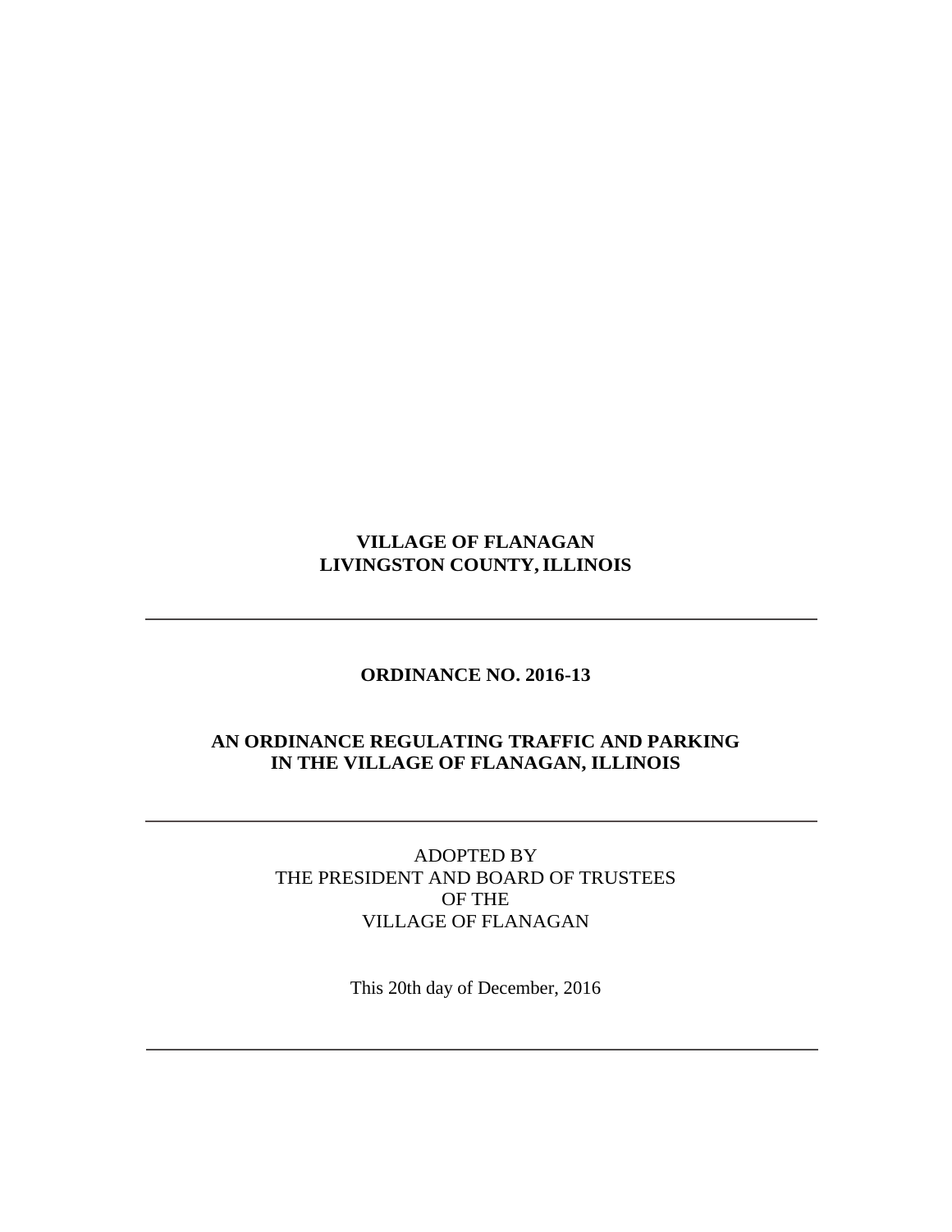**VILLAGE OF FLANAGAN**
**LIVINGSTON COUNTY, ILLINOIS**

---

**ORDINANCE NO. 2016-13**

**AN ORDINANCE REGULATING TRAFFIC AND PARKING**
**IN THE VILLAGE OF FLANAGAN, ILLINOIS**

---

ADOPTED BY
THE PRESIDENT AND BOARD OF TRUSTEES
OF THE
VILLAGE OF FLANAGAN

This 20th day of December, 2016

---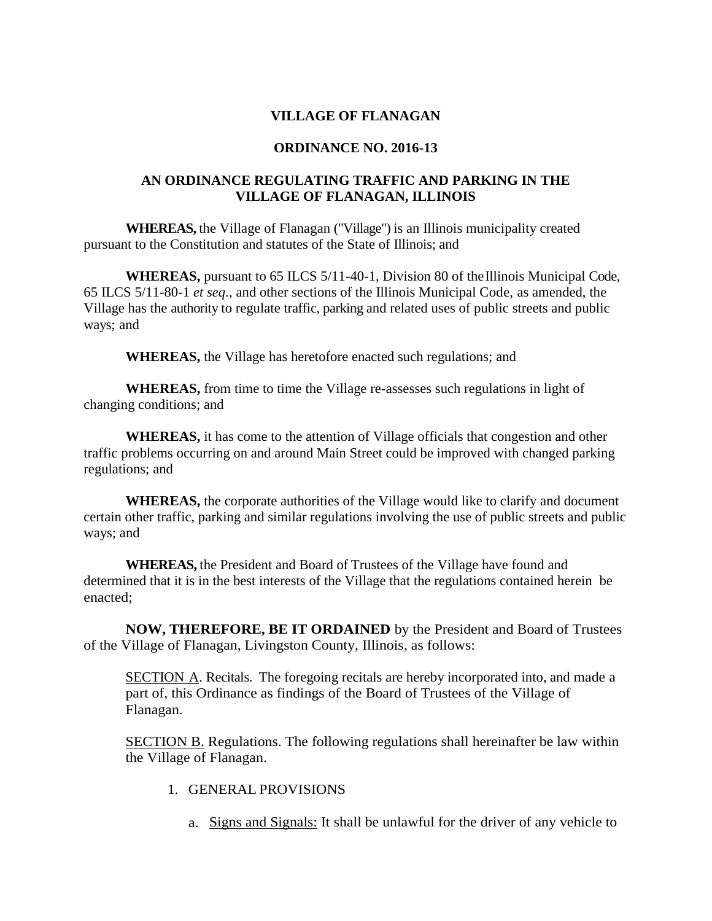**VILLAGE OF FLANAGAN**

**ORDINANCE NO. 2016-13**

**AN ORDINANCE REGULATING TRAFFIC AND PARKING IN THE VILLAGE OF FLANAGAN, ILLINOIS**

**WHEREAS,** the Village of Flanagan ("Village") is an Illinois municipality created pursuant to the Constitution and statutes of the State of Illinois; and

**WHEREAS,** pursuant to 65 ILCS 5/11-40-1, Division 80 of the Illinois Municipal Code, 65 ILCS 5/11-80-1 *et seq.*, and other sections of the Illinois Municipal Code, as amended, the Village has the authority to regulate traffic, parking and related uses of public streets and public ways; and

**WHEREAS,** the Village has heretofore enacted such regulations; and

**WHEREAS,** from time to time the Village re-assesses such regulations in light of changing conditions; and

**WHEREAS,** it has come to the attention of Village officials that congestion and other traffic problems occurring on and around Main Street could be improved with changed parking regulations; and

**WHEREAS,** the corporate authorities of the Village would like to clarify and document certain other traffic, parking and similar regulations involving the use of public streets and public ways; and

**WHEREAS,** the President and Board of Trustees of the Village have found and determined that it is in the best interests of the Village that the regulations contained herein be enacted;

**NOW, THEREFORE, BE IT ORDAINED** by the President and Board of Trustees of the Village of Flanagan, Livingston County, Illinois, as follows:

SECTION A. Recitals. The foregoing recitals are hereby incorporated into, and made a part of, this Ordinance as findings of the Board of Trustees of the Village of Flanagan.

SECTION B. Regulations. The following regulations shall hereinafter be law within the Village of Flanagan.

1. GENERAL PROVISIONS

   a. Signs and Signals: It shall be unlawful for the driver of any vehicle to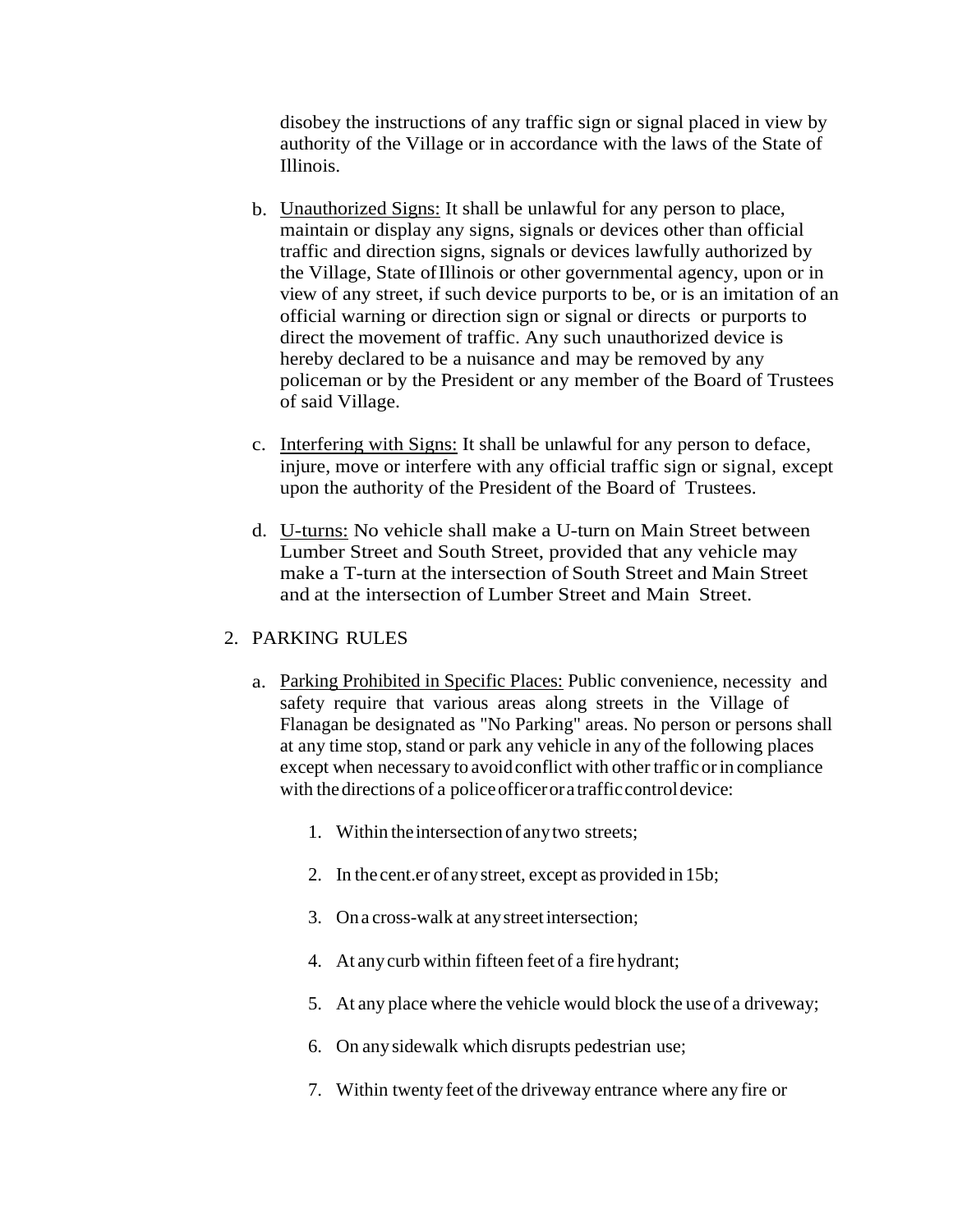disobey the instructions of any traffic sign or signal placed in view by authority of the Village or in accordance with the laws of the State of Illinois.

b. Unauthorized Signs: It shall be unlawful for any person to place, maintain or display any signs, signals or devices other than official traffic and direction signs, signals or devices lawfully authorized by the Village, State of Illinois or other governmental agency, upon or in view of any street, if such device purports to be, or is an imitation of an official warning or direction sign or signal or directs or purports to direct the movement of traffic. Any such unauthorized device is hereby declared to be a nuisance and may be removed by any policeman or by the President or any member of the Board of Trustees of said Village.

c. Interfering with Signs: It shall be unlawful for any person to deface, injure, move or interfere with any official traffic sign or signal, except upon the authority of the President of the Board of Trustees.

d. U-turns: No vehicle shall make a U-turn on Main Street between Lumber Street and South Street, provided that any vehicle may make a T-turn at the intersection of South Street and Main Street and at the intersection of Lumber Street and Main Street.

2. PARKING RULES

a. Parking Prohibited in Specific Places: Public convenience, necessity and safety require that various areas along streets in the Village of Flanagan be designated as "No Parking" areas. No person or persons shall at any time stop, stand or park any vehicle in any of the following places except when necessary to avoid conflict with other traffic or in compliance with the directions of a police officer or a traffic control device:

1. Within the intersection of any two streets;

2. In the cent.er of any street, except as provided in 15b;

3. On a cross-walk at any street intersection;

4. At any curb within fifteen feet of a fire hydrant;

5. At any place where the vehicle would block the use of a driveway;

6. On any sidewalk which disrupts pedestrian use;

7. Within twenty feet of the driveway entrance where any fire or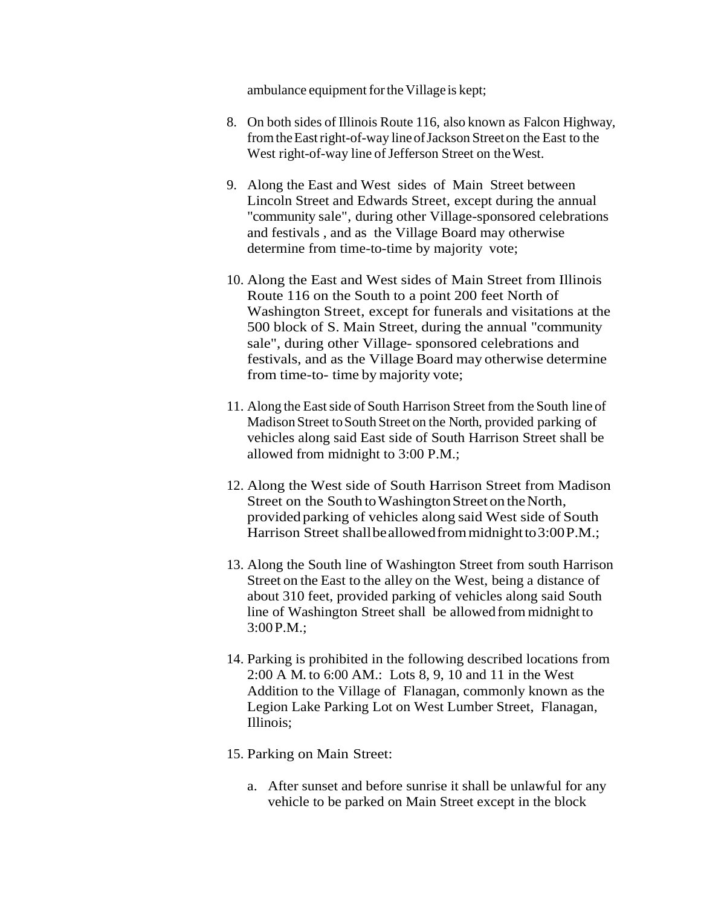ambulance equipment for the Village is kept;

8. On both sides of Illinois Route 116, also known as Falcon Highway, from the East right-of-way line of Jackson Street on the East to the West right-of-way line of Jefferson Street on the West.

9. Along the East and West sides of Main Street between Lincoln Street and Edwards Street, except during the annual "community sale", during other Village-sponsored celebrations and festivals , and as the Village Board may otherwise determine from time-to-time by majority vote;

10. Along the East and West sides of Main Street from Illinois Route 116 on the South to a point 200 feet North of Washington Street, except for funerals and visitations at the 500 block of S. Main Street, during the annual "community sale", during other Village- sponsored celebrations and festivals, and as the Village Board may otherwise determine from time-to- time by majority vote;

11. Along the East side of South Harrison Street from the South line of Madison Street to South Street on the North, provided parking of vehicles along said East side of South Harrison Street shall be allowed from midnight to 3:00 P.M.;

12. Along the West side of South Harrison Street from Madison Street on the South to Washington Street on the North, provided parking of vehicles along said West side of South Harrison Street shall be allowed from midnight to 3:00 P.M.;

13. Along the South line of Washington Street from south Harrison Street on the East to the alley on the West, being a distance of about 310 feet, provided parking of vehicles along said South line of Washington Street shall be allowed from midnight to 3:00 P.M.;

14. Parking is prohibited in the following described locations from 2:00 A M. to 6:00 AM.: Lots 8, 9, 10 and 11 in the West Addition to the Village of Flanagan, commonly known as the Legion Lake Parking Lot on West Lumber Street, Flanagan, Illinois;

15. Parking on Main Street:

    a. After sunset and before sunrise it shall be unlawful for any vehicle to be parked on Main Street except in the block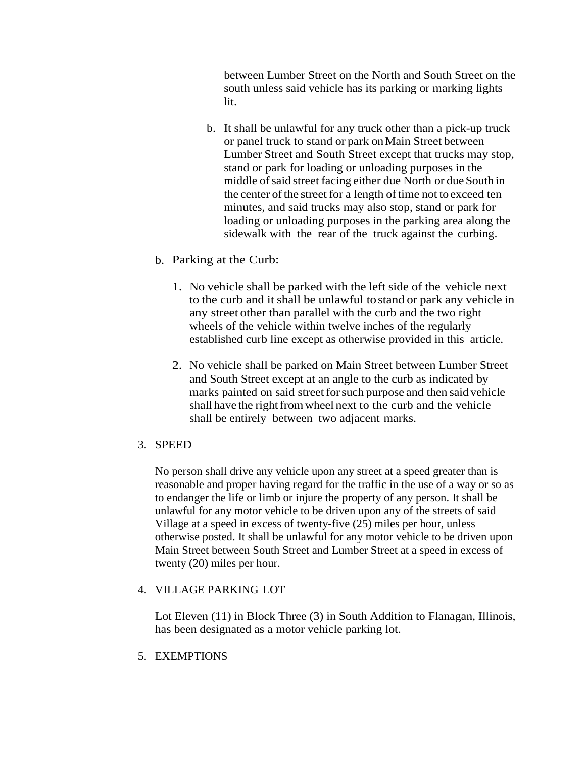between Lumber Street on the North and South Street on the south unless said vehicle has its parking or marking lights lit.

b. It shall be unlawful for any truck other than a pick-up truck or panel truck to stand or park on Main Street between Lumber Street and South Street except that trucks may stop, stand or park for loading or unloading purposes in the middle of said street facing either due North or due South in the center of the street for a length of time not to exceed ten minutes, and said trucks may also stop, stand or park for loading or unloading purposes in the parking area along the sidewalk with the rear of the truck against the curbing.

b. Parking at the Curb:

1. No vehicle shall be parked with the left side of the vehicle next to the curb and it shall be unlawful to stand or park any vehicle in any street other than parallel with the curb and the two right wheels of the vehicle within twelve inches of the regularly established curb line except as otherwise provided in this article.

2. No vehicle shall be parked on Main Street between Lumber Street and South Street except at an angle to the curb as indicated by marks painted on said street for such purpose and then said vehicle shall have the right from wheel next to the curb and the vehicle shall be entirely between two adjacent marks.

3. SPEED

No person shall drive any vehicle upon any street at a speed greater than is reasonable and proper having regard for the traffic in the use of a way or so as to endanger the life or limb or injure the property of any person. It shall be unlawful for any motor vehicle to be driven upon any of the streets of said Village at a speed in excess of twenty-five (25) miles per hour, unless otherwise posted. It shall be unlawful for any motor vehicle to be driven upon Main Street between South Street and Lumber Street at a speed in excess of twenty (20) miles per hour.

4. VILLAGE PARKING LOT

Lot Eleven (11) in Block Three (3) in South Addition to Flanagan, Illinois, has been designated as a motor vehicle parking lot.

5. EXEMPTIONS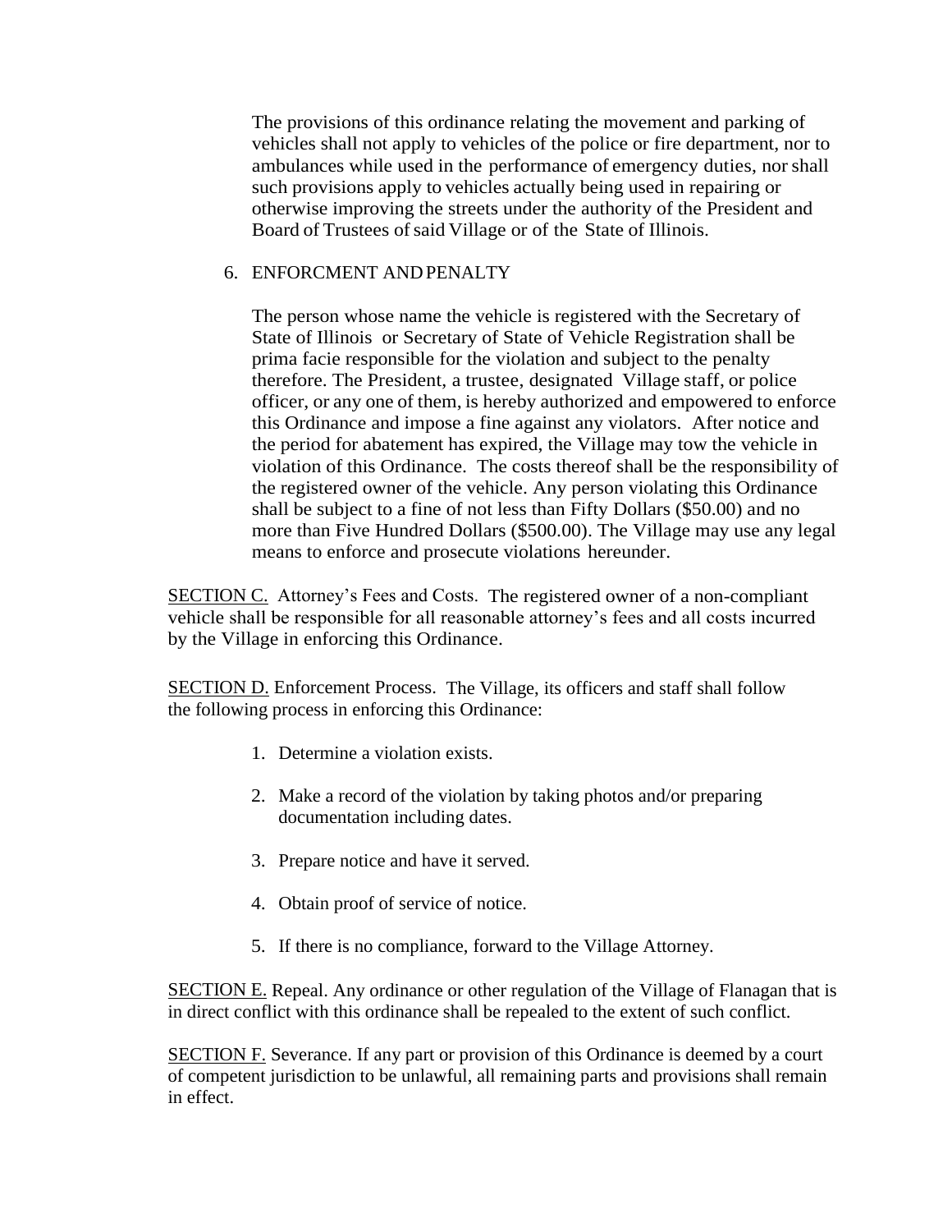The provisions of this ordinance relating the movement and parking of vehicles shall not apply to vehicles of the police or fire department, nor to ambulances while used in the performance of emergency duties, nor shall such provisions apply to vehicles actually being used in repairing or otherwise improving the streets under the authority of the President and Board of Trustees of said Village or of the State of Illinois.

6. ENFORCMENT AND PENALTY

   The person whose name the vehicle is registered with the Secretary of State of Illinois or Secretary of State of Vehicle Registration shall be prima facie responsible for the violation and subject to the penalty therefore. The President, a trustee, designated Village staff, or police officer, or any one of them, is hereby authorized and empowered to enforce this Ordinance and impose a fine against any violators. After notice and the period for abatement has expired, the Village may tow the vehicle in violation of this Ordinance. The costs thereof shall be the responsibility of the registered owner of the vehicle. Any person violating this Ordinance shall be subject to a fine of not less than Fifty Dollars ($50.00) and no more than Five Hundred Dollars ($500.00). The Village may use any legal means to enforce and prosecute violations hereunder.

<u>SECTION C.</u> Attorney's Fees and Costs. The registered owner of a non-compliant vehicle shall be responsible for all reasonable attorney's fees and all costs incurred by the Village in enforcing this Ordinance.

<u>SECTION D.</u> Enforcement Process. The Village, its officers and staff shall follow the following process in enforcing this Ordinance:

1. Determine a violation exists.

2. Make a record of the violation by taking photos and/or preparing documentation including dates.

3. Prepare notice and have it served.

4. Obtain proof of service of notice.

5. If there is no compliance, forward to the Village Attorney.

<u>SECTION E.</u> Repeal. Any ordinance or other regulation of the Village of Flanagan that is in direct conflict with this ordinance shall be repealed to the extent of such conflict.

<u>SECTION F.</u> Severance. If any part or provision of this Ordinance is deemed by a court of competent jurisdiction to be unlawful, all remaining parts and provisions shall remain in effect.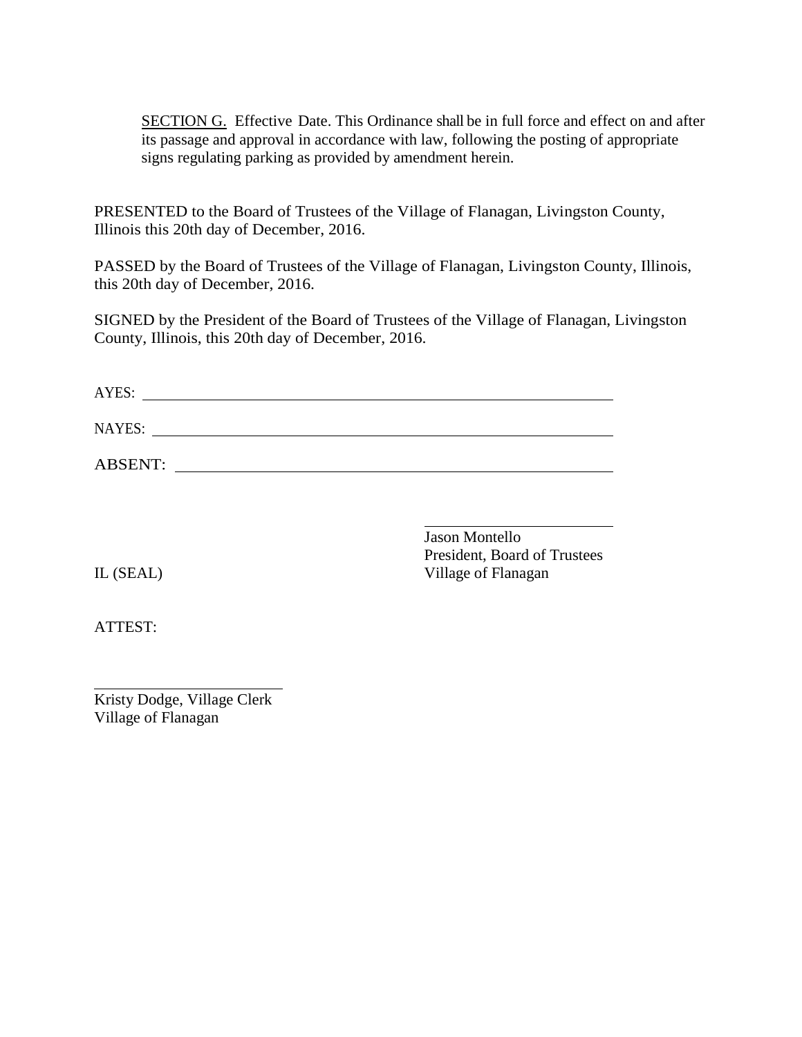SECTION G. Effective Date. This Ordinance shall be in full force and effect on and after its passage and approval in accordance with law, following the posting of appropriate signs regulating parking as provided by amendment herein.

PRESENTED to the Board of Trustees of the Village of Flanagan, Livingston County, Illinois this 20th day of December, 2016.

PASSED by the Board of Trustees of the Village of Flanagan, Livingston County, Illinois, this 20th day of December, 2016.

SIGNED by the President of the Board of Trustees of the Village of Flanagan, Livingston County, Illinois, this 20th day of December, 2016.

AYES: ______________________________

NAYES: ______________________________

ABSENT: ______________________________

______________________
Jason Montello
President, Board of Trustees
Village of Flanagan

IL (SEAL)

ATTEST:

______________________
Kristy Dodge, Village Clerk
Village of Flanagan